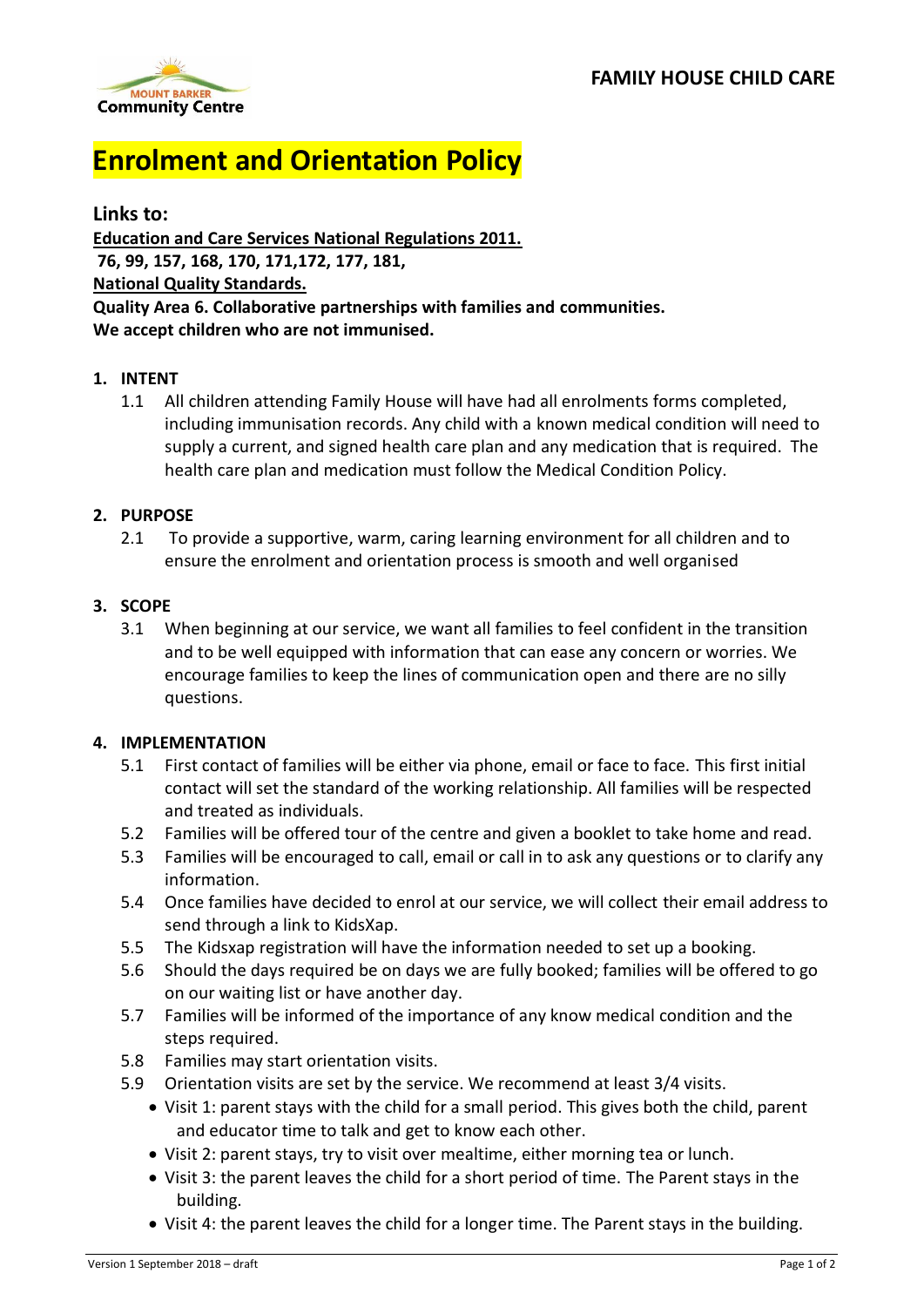# Enrolment and Orientation Policy

## Links to:

**Education and Care Services National Regulations 2011.**

**76, 99, 157, 168, 170, 171,172, 177, 181,**

**National Quality Standards.**

**Quality Area 6. Collaborative partnerships with families and communities.**

**We accept children who are not immunised.**

### 1. INTENT

1.1 All children attending Family House will have had all enrolments forms completed, including immunisation records. Any child with a known medical condition will need to supply a current, and signed health care plan and any medication that is required. The health care plan and medication must follow the Medical Condition Policy.

### 2. PURPOSE

2.1 To provide a supportive, warm, caring learning environment for all children and to ensure the enrolment and orientation process is smooth and well organised

### 3. SCOPE

3.1 When beginning at our service, we want all families to feel confident in the transition and to be well equipped with information that can ease any concern or worries. We encourage families to keep the lines of communication open and there are no silly questions.

### 4. IMPLEMENTATION

5.1 First contact of families will be either via phone, email or face to face. This first initial contact will set the standard of the working relationship. All families will be respected and treated as individuals.

5.2 Families will be offered tour of the centre and given a booklet to take home and read.

5.3 Families will be encouraged to call, email or call in to ask any questions or to clarify any information.

5.4 Once families have decided to enrol at our service, we will collect their email address to send through a link to KidsXap.

5.5 The Kidsxap registration will have the information needed to set up a booking.

5.6 Should the days required be on days we are fully booked; families will be offered to go on our waiting list or have another day.

5.7 Families will be informed of the importance of any know medical condition and the steps required.

5.8 Families may start orientation visits.

5.9 Orientation visits are set by the service. We recommend at least 3/4 visits.

- Visit 1: parent stays with the child for a small period. This gives both the child, parent and educator time to talk and get to know each other.
- Visit 2: parent stays, try to visit over mealtime, either morning tea or lunch.
- Visit 3: the parent leaves the child for a short period of time. The Parent stays in the building.
- Visit 4: the parent leaves the child for a longer time. The Parent stays in the building.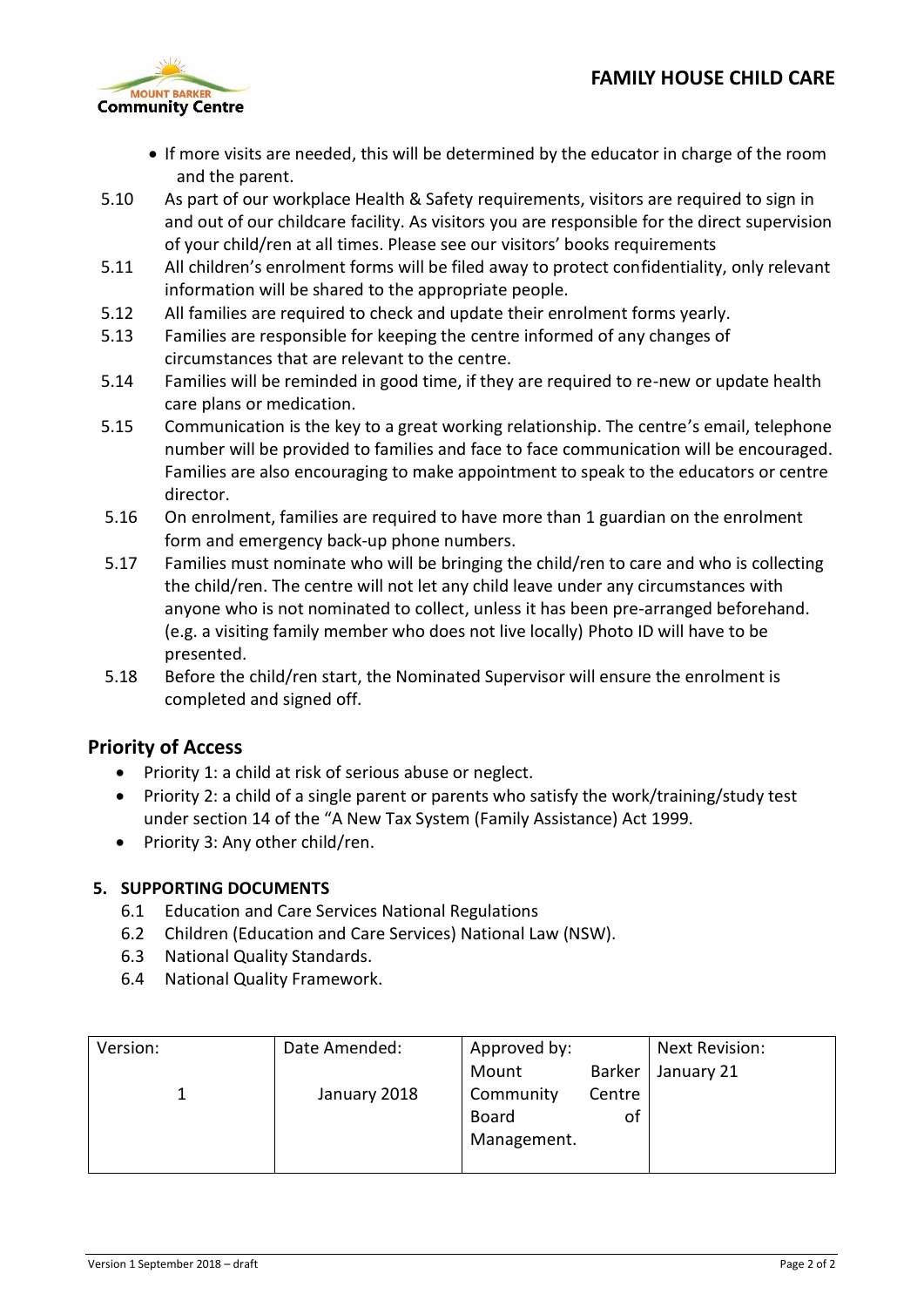- If more visits are needed, this will be determined by the educator in charge of the room and the parent.

5.10 As part of our workplace Health & Safety requirements, visitors are required to sign in and out of our childcare facility. As visitors you are responsible for the direct supervision of your child/ren at all times. Please see our visitors' books requirements

5.11 All children's enrolment forms will be filed away to protect confidentiality, only relevant information will be shared to the appropriate people.

5.12 All families are required to check and update their enrolment forms yearly.

5.13 Families are responsible for keeping the centre informed of any changes of circumstances that are relevant to the centre.

5.14 Families will be reminded in good time, if they are required to re-new or update health care plans or medication.

5.15 Communication is the key to a great working relationship. The centre's email, telephone number will be provided to families and face to face communication will be encouraged. Families are also encouraging to make appointment to speak to the educators or centre director.

5.16 On enrolment, families are required to have more than 1 guardian on the enrolment form and emergency back-up phone numbers.

5.17 Families must nominate who will be bringing the child/ren to care and who is collecting the child/ren. The centre will not let any child leave under any circumstances with anyone who is not nominated to collect, unless it has been pre-arranged beforehand. (e.g. a visiting family member who does not live locally) Photo ID will have to be presented.

5.18 Before the child/ren start, the Nominated Supervisor will ensure the enrolment is completed and signed off.

## Priority of Access

- Priority 1: a child at risk of serious abuse or neglect.
- Priority 2: a child of a single parent or parents who satisfy the work/training/study test under section 14 of the "A New Tax System (Family Assistance) Act 1999.
- Priority 3: Any other child/ren.

## 5. SUPPORTING DOCUMENTS

6.1 Education and Care Services National Regulations

6.2 Children (Education and Care Services) National Law (NSW).

6.3 National Quality Standards.

6.4 National Quality Framework.

| Version: | Date Amended: | Approved by: | Next Revision: |
|---|---|---|---|
| 1 | January 2018 | Mount Barker Community Centre Board of Management. | January 21 |